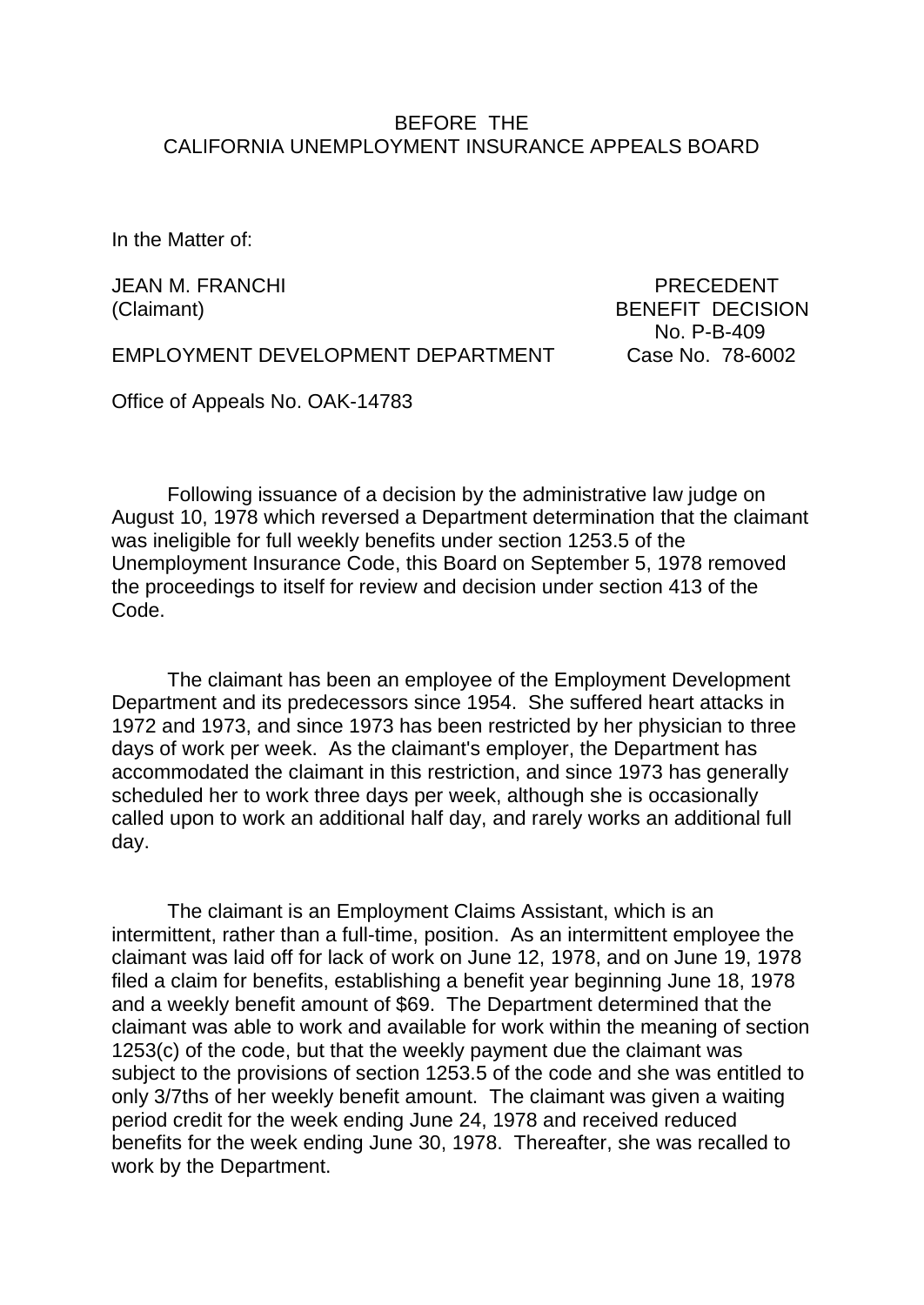BEFORE THE
CALIFORNIA UNEMPLOYMENT INSURANCE APPEALS BOARD

In the Matter of:

| | |
|---|---|
| JEAN M. FRANCHI (Claimant) | PRECEDENT BENEFIT DECISION No. P-B-409 |
| EMPLOYMENT DEVELOPMENT DEPARTMENT | Case No. 78-6002 |

Office of Appeals No. OAK-14783

Following issuance of a decision by the administrative law judge on August 10, 1978 which reversed a Department determination that the claimant was ineligible for full weekly benefits under section 1253.5 of the Unemployment Insurance Code, this Board on September 5, 1978 removed the proceedings to itself for review and decision under section 413 of the Code.

The claimant has been an employee of the Employment Development Department and its predecessors since 1954. She suffered heart attacks in 1972 and 1973, and since 1973 has been restricted by her physician to three days of work per week. As the claimant's employer, the Department has accommodated the claimant in this restriction, and since 1973 has generally scheduled her to work three days per week, although she is occasionally called upon to work an additional half day, and rarely works an additional full day.

The claimant is an Employment Claims Assistant, which is an intermittent, rather than a full-time, position. As an intermittent employee the claimant was laid off for lack of work on June 12, 1978, and on June 19, 1978 filed a claim for benefits, establishing a benefit year beginning June 18, 1978 and a weekly benefit amount of $69. The Department determined that the claimant was able to work and available for work within the meaning of section 1253(c) of the code, but that the weekly payment due the claimant was subject to the provisions of section 1253.5 of the code and she was entitled to only 3/7ths of her weekly benefit amount. The claimant was given a waiting period credit for the week ending June 24, 1978 and received reduced benefits for the week ending June 30, 1978. Thereafter, she was recalled to work by the Department.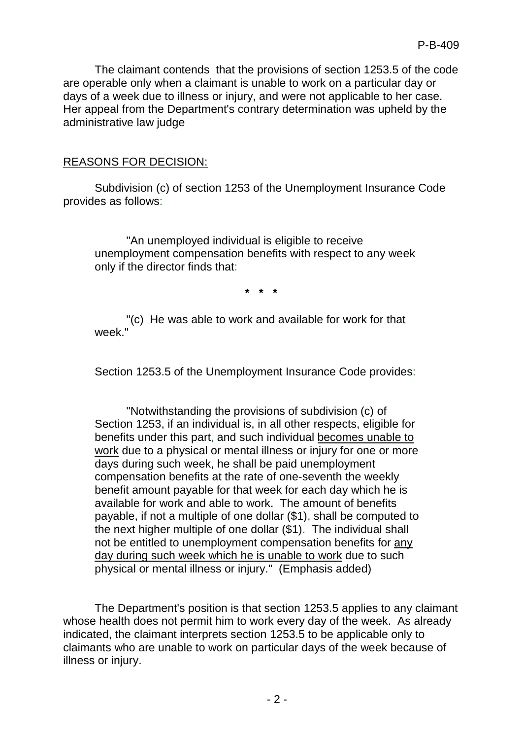The claimant contends that the provisions of section 1253.5 of the code are operable only when a claimant is unable to work on a particular day or days of a week due to illness or injury, and were not applicable to her case. Her appeal from the Department's contrary determination was upheld by the administrative law judge

REASONS FOR DECISION:

Subdivision (c) of section 1253 of the Unemployment Insurance Code provides as follows:

> "An unemployed individual is eligible to receive unemployment compensation benefits with respect to any week only if the director finds that:
>
> * * *
>
> "(c) He was able to work and available for work for that week."

Section 1253.5 of the Unemployment Insurance Code provides:

> "Notwithstanding the provisions of subdivision (c) of Section 1253, if an individual is, in all other respects, eligible for benefits under this part, and such individual becomes unable to work due to a physical or mental illness or injury for one or more days during such week, he shall be paid unemployment compensation benefits at the rate of one-seventh the weekly benefit amount payable for that week for each day which he is available for work and able to work. The amount of benefits payable, if not a multiple of one dollar ($1), shall be computed to the next higher multiple of one dollar ($1). The individual shall not be entitled to unemployment compensation benefits for any day during such week which he is unable to work due to such physical or mental illness or injury." (Emphasis added)

The Department's position is that section 1253.5 applies to any claimant whose health does not permit him to work every day of the week. As already indicated, the claimant interprets section 1253.5 to be applicable only to claimants who are unable to work on particular days of the week because of illness or injury.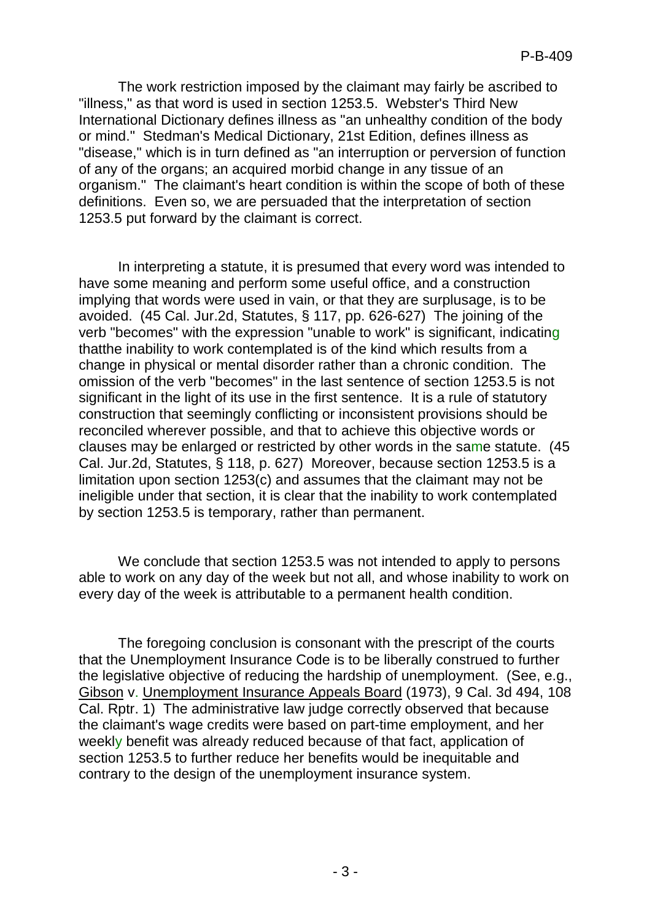The work restriction imposed by the claimant may fairly be ascribed to "illness," as that word is used in section 1253.5. Webster's Third New International Dictionary defines illness as "an unhealthy condition of the body or mind." Stedman's Medical Dictionary, 21st Edition, defines illness as "disease," which is in turn defined as "an interruption or perversion of function of any of the organs; an acquired morbid change in any tissue of an organism." The claimant's heart condition is within the scope of both of these definitions. Even so, we are persuaded that the interpretation of section 1253.5 put forward by the claimant is correct.

In interpreting a statute, it is presumed that every word was intended to have some meaning and perform some useful office, and a construction implying that words were used in vain, or that they are surplusage, is to be avoided. (45 Cal. Jur.2d, Statutes, § 117, pp. 626-627) The joining of the verb "becomes" with the expression "unable to work" is significant, indicating thatthe inability to work contemplated is of the kind which results from a change in physical or mental disorder rather than a chronic condition. The omission of the verb "becomes" in the last sentence of section 1253.5 is not significant in the light of its use in the first sentence. It is a rule of statutory construction that seemingly conflicting or inconsistent provisions should be reconciled wherever possible, and that to achieve this objective words or clauses may be enlarged or restricted by other words in the same statute. (45 Cal. Jur.2d, Statutes, § 118, p. 627) Moreover, because section 1253.5 is a limitation upon section 1253(c) and assumes that the claimant may not be ineligible under that section, it is clear that the inability to work contemplated by section 1253.5 is temporary, rather than permanent.

We conclude that section 1253.5 was not intended to apply to persons able to work on any day of the week but not all, and whose inability to work on every day of the week is attributable to a permanent health condition.

The foregoing conclusion is consonant with the prescript of the courts that the Unemployment Insurance Code is to be liberally construed to further the legislative objective of reducing the hardship of unemployment. (See, e.g., Gibson v. Unemployment Insurance Appeals Board (1973), 9 Cal. 3d 494, 108 Cal. Rptr. 1) The administrative law judge correctly observed that because the claimant's wage credits were based on part-time employment, and her weekly benefit was already reduced because of that fact, application of section 1253.5 to further reduce her benefits would be inequitable and contrary to the design of the unemployment insurance system.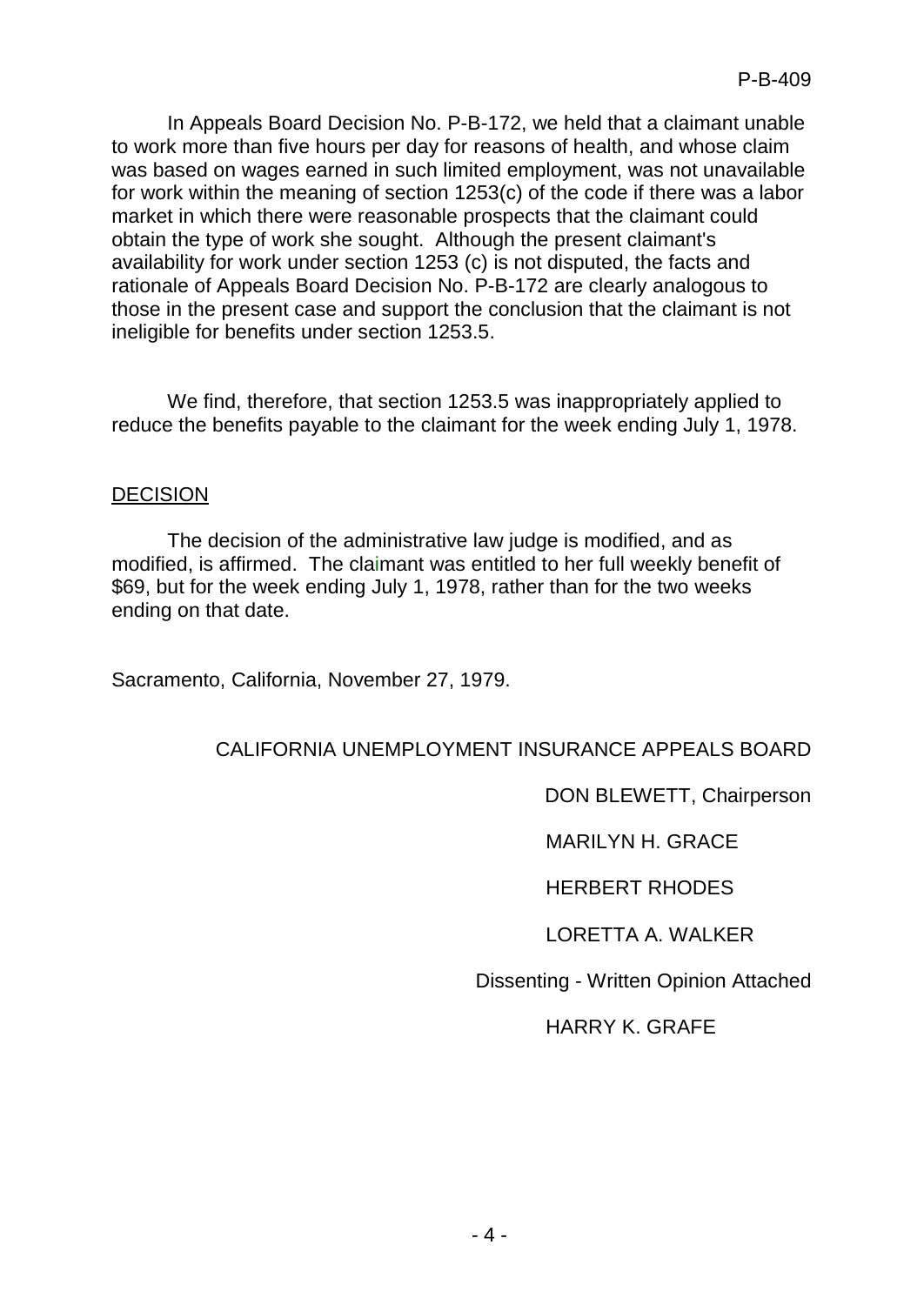In Appeals Board Decision No. P-B-172, we held that a claimant unable to work more than five hours per day for reasons of health, and whose claim was based on wages earned in such limited employment, was not unavailable for work within the meaning of section 1253(c) of the code if there was a labor market in which there were reasonable prospects that the claimant could obtain the type of work she sought. Although the present claimant's availability for work under section 1253 (c) is not disputed, the facts and rationale of Appeals Board Decision No. P-B-172 are clearly analogous to those in the present case and support the conclusion that the claimant is not ineligible for benefits under section 1253.5.

We find, therefore, that section 1253.5 was inappropriately applied to reduce the benefits payable to the claimant for the week ending July 1, 1978.

## DECISION

The decision of the administrative law judge is modified, and as modified, is affirmed. The claimant was entitled to her full weekly benefit of $69, but for the week ending July 1, 1978, rather than for the two weeks ending on that date.

Sacramento, California, November 27, 1979.

CALIFORNIA UNEMPLOYMENT INSURANCE APPEALS BOARD

DON BLEWETT, Chairperson

MARILYN H. GRACE

HERBERT RHODES

LORETTA A. WALKER

Dissenting - Written Opinion Attached

HARRY K. GRAFE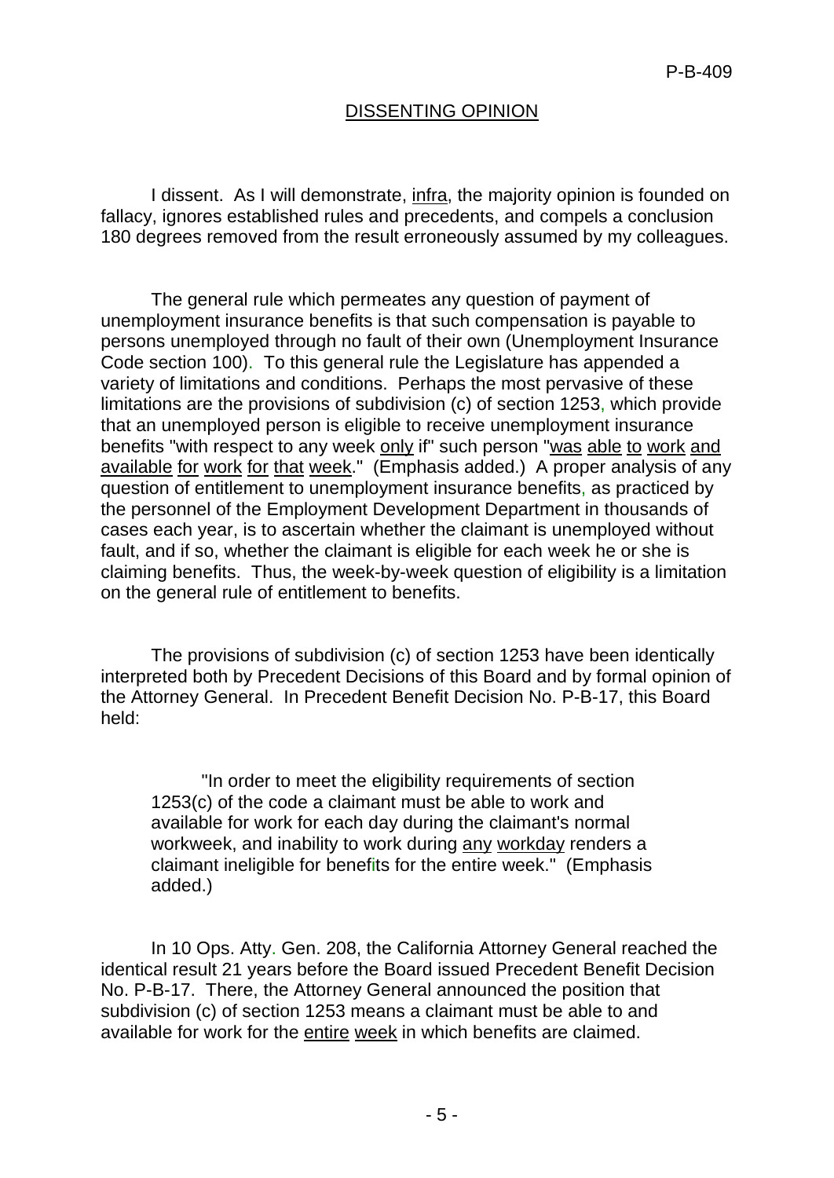## DISSENTING OPINION

I dissent. As I will demonstrate, _infra_, the majority opinion is founded on fallacy, ignores established rules and precedents, and compels a conclusion 180 degrees removed from the result erroneously assumed by my colleagues.

The general rule which permeates any question of payment of unemployment insurance benefits is that such compensation is payable to persons unemployed through no fault of their own (Unemployment Insurance Code section 100). To this general rule the Legislature has appended a variety of limitations and conditions. Perhaps the most pervasive of these limitations are the provisions of subdivision (c) of section 1253, which provide that an unemployed person is eligible to receive unemployment insurance benefits "with respect to any week _only_ if" such person "_was able to work and available for work for that week_." (Emphasis added.) A proper analysis of any question of entitlement to unemployment insurance benefits, as practiced by the personnel of the Employment Development Department in thousands of cases each year, is to ascertain whether the claimant is unemployed without fault, and if so, whether the claimant is eligible for each week he or she is claiming benefits. Thus, the week-by-week question of eligibility is a limitation on the general rule of entitlement to benefits.

The provisions of subdivision (c) of section 1253 have been identically interpreted both by Precedent Decisions of this Board and by formal opinion of the Attorney General. In Precedent Benefit Decision No. P-B-17, this Board held:

> "In order to meet the eligibility requirements of section 1253(c) of the code a claimant must be able to work and available for work for each day during the claimant's normal workweek, and inability to work during _any workday_ renders a claimant ineligible for benefits for the entire week." (Emphasis added.)

In 10 Ops. Atty. Gen. 208, the California Attorney General reached the identical result 21 years before the Board issued Precedent Benefit Decision No. P-B-17. There, the Attorney General announced the position that subdivision (c) of section 1253 means a claimant must be able to and available for work for the _entire week_ in which benefits are claimed.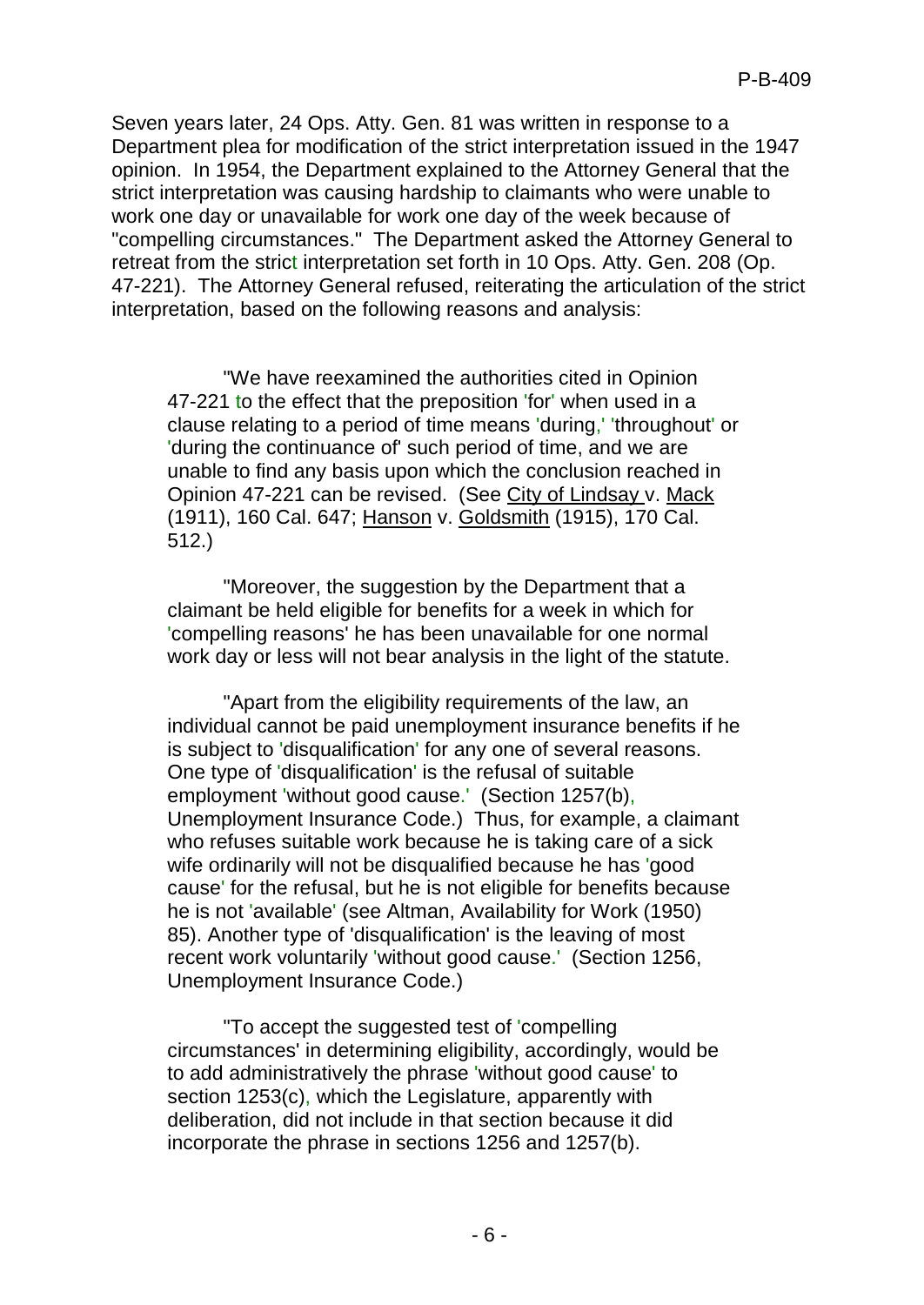Seven years later, 24 Ops. Atty. Gen. 81 was written in response to a Department plea for modification of the strict interpretation issued in the 1947 opinion. In 1954, the Department explained to the Attorney General that the strict interpretation was causing hardship to claimants who were unable to work one day or unavailable for work one day of the week because of "compelling circumstances." The Department asked the Attorney General to retreat from the strict interpretation set forth in 10 Ops. Atty. Gen. 208 (Op. 47-221). The Attorney General refused, reiterating the articulation of the strict interpretation, based on the following reasons and analysis:

> "We have reexamined the authorities cited in Opinion 47-221 to the effect that the preposition 'for' when used in a clause relating to a period of time means 'during,' 'throughout' or 'during the continuance of' such period of time, and we are unable to find any basis upon which the conclusion reached in Opinion 47-221 can be revised. (See City of Lindsay v. Mack (1911), 160 Cal. 647; Hanson v. Goldsmith (1915), 170 Cal. 512.)
>
> "Moreover, the suggestion by the Department that a claimant be held eligible for benefits for a week in which for 'compelling reasons' he has been unavailable for one normal work day or less will not bear analysis in the light of the statute.
>
> "Apart from the eligibility requirements of the law, an individual cannot be paid unemployment insurance benefits if he is subject to 'disqualification' for any one of several reasons. One type of 'disqualification' is the refusal of suitable employment 'without good cause.' (Section 1257(b), Unemployment Insurance Code.) Thus, for example, a claimant who refuses suitable work because he is taking care of a sick wife ordinarily will not be disqualified because he has 'good cause' for the refusal, but he is not eligible for benefits because he is not 'available' (see Altman, Availability for Work (1950) 85). Another type of 'disqualification' is the leaving of most recent work voluntarily 'without good cause.' (Section 1256, Unemployment Insurance Code.)
>
> "To accept the suggested test of 'compelling circumstances' in determining eligibility, accordingly, would be to add administratively the phrase 'without good cause' to section 1253(c), which the Legislature, apparently with deliberation, did not include in that section because it did incorporate the phrase in sections 1256 and 1257(b).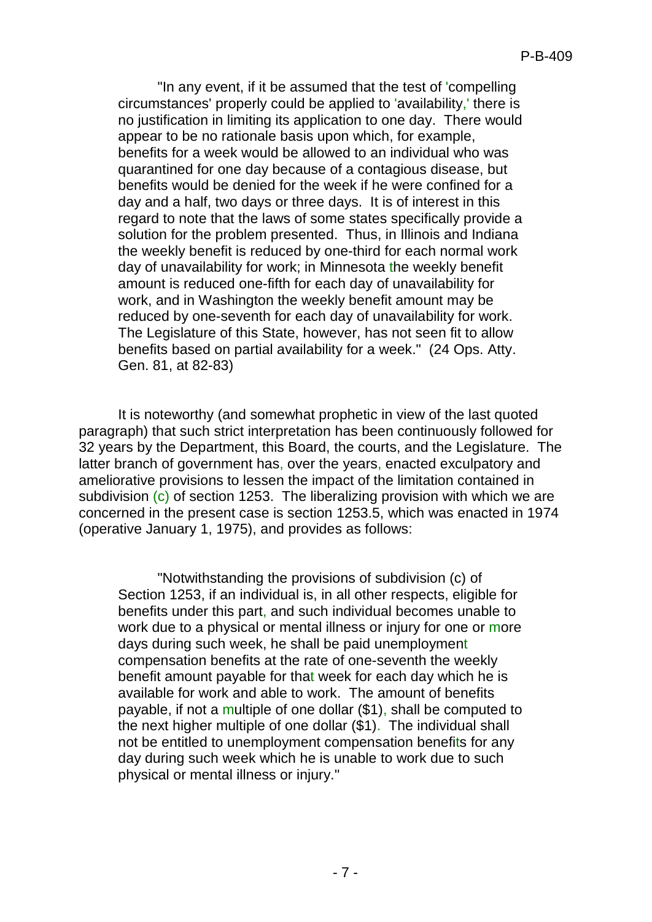> "In any event, if it be assumed that the test of 'compelling circumstances' properly could be applied to 'availability,' there is no justification in limiting its application to one day. There would appear to be no rationale basis upon which, for example, benefits for a week would be allowed to an individual who was quarantined for one day because of a contagious disease, but benefits would be denied for the week if he were confined for a day and a half, two days or three days. It is of interest in this regard to note that the laws of some states specifically provide a solution for the problem presented. Thus, in Illinois and Indiana the weekly benefit is reduced by one-third for each normal work day of unavailability for work; in Minnesota the weekly benefit amount is reduced one-fifth for each day of unavailability for work, and in Washington the weekly benefit amount may be reduced by one-seventh for each day of unavailability for work. The Legislature of this State, however, has not seen fit to allow benefits based on partial availability for a week." (24 Ops. Atty. Gen. 81, at 82-83)

It is noteworthy (and somewhat prophetic in view of the last quoted paragraph) that such strict interpretation has been continuously followed for 32 years by the Department, this Board, the courts, and the Legislature. The latter branch of government has, over the years, enacted exculpatory and ameliorative provisions to lessen the impact of the limitation contained in subdivision (c) of section 1253. The liberalizing provision with which we are concerned in the present case is section 1253.5, which was enacted in 1974 (operative January 1, 1975), and provides as follows:

> "Notwithstanding the provisions of subdivision (c) of Section 1253, if an individual is, in all other respects, eligible for benefits under this part, and such individual becomes unable to work due to a physical or mental illness or injury for one or more days during such week, he shall be paid unemployment compensation benefits at the rate of one-seventh the weekly benefit amount payable for that week for each day which he is available for work and able to work. The amount of benefits payable, if not a multiple of one dollar ($1), shall be computed to the next higher multiple of one dollar ($1). The individual shall not be entitled to unemployment compensation benefits for any day during such week which he is unable to work due to such physical or mental illness or injury."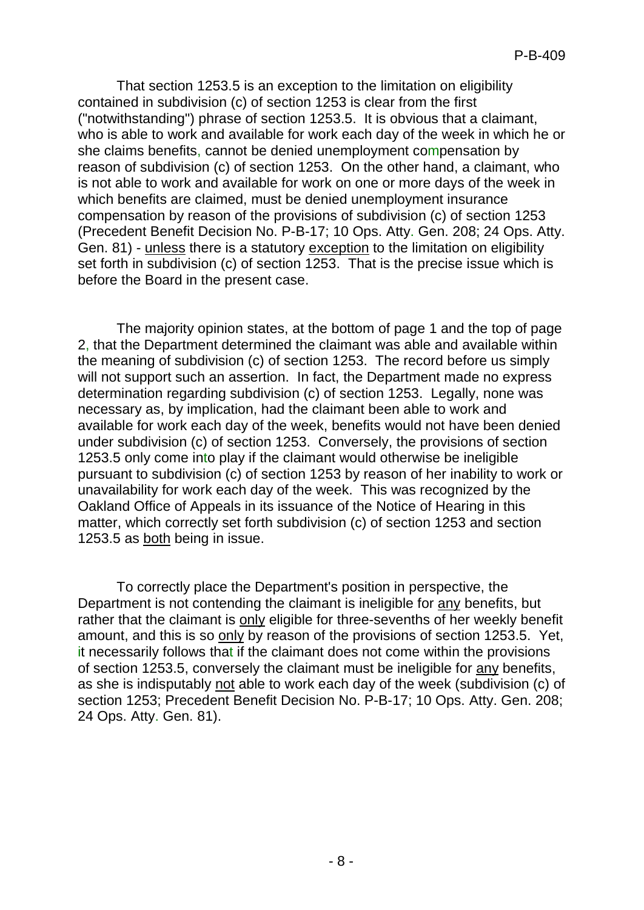That section 1253.5 is an exception to the limitation on eligibility contained in subdivision (c) of section 1253 is clear from the first ("notwithstanding") phrase of section 1253.5. It is obvious that a claimant, who is able to work and available for work each day of the week in which he or she claims benefits, cannot be denied unemployment compensation by reason of subdivision (c) of section 1253. On the other hand, a claimant, who is not able to work and available for work on one or more days of the week in which benefits are claimed, must be denied unemployment insurance compensation by reason of the provisions of subdivision (c) of section 1253 (Precedent Benefit Decision No. P-B-17; 10 Ops. Atty. Gen. 208; 24 Ops. Atty. Gen. 81) - unless there is a statutory exception to the limitation on eligibility set forth in subdivision (c) of section 1253. That is the precise issue which is before the Board in the present case.

The majority opinion states, at the bottom of page 1 and the top of page 2, that the Department determined the claimant was able and available within the meaning of subdivision (c) of section 1253. The record before us simply will not support such an assertion. In fact, the Department made no express determination regarding subdivision (c) of section 1253. Legally, none was necessary as, by implication, had the claimant been able to work and available for work each day of the week, benefits would not have been denied under subdivision (c) of section 1253. Conversely, the provisions of section 1253.5 only come into play if the claimant would otherwise be ineligible pursuant to subdivision (c) of section 1253 by reason of her inability to work or unavailability for work each day of the week. This was recognized by the Oakland Office of Appeals in its issuance of the Notice of Hearing in this matter, which correctly set forth subdivision (c) of section 1253 and section 1253.5 as both being in issue.

To correctly place the Department's position in perspective, the Department is not contending the claimant is ineligible for any benefits, but rather that the claimant is only eligible for three-sevenths of her weekly benefit amount, and this is so only by reason of the provisions of section 1253.5. Yet, it necessarily follows that if the claimant does not come within the provisions of section 1253.5, conversely the claimant must be ineligible for any benefits, as she is indisputably not able to work each day of the week (subdivision (c) of section 1253; Precedent Benefit Decision No. P-B-17; 10 Ops. Atty. Gen. 208; 24 Ops. Atty. Gen. 81).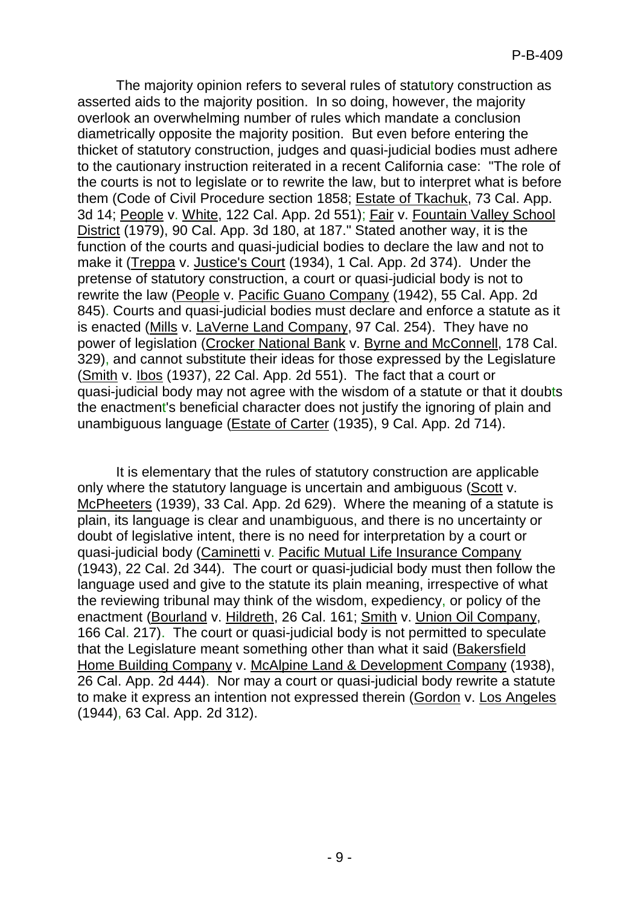The majority opinion refers to several rules of statutory construction as asserted aids to the majority position. In so doing, however, the majority overlook an overwhelming number of rules which mandate a conclusion diametrically opposite the majority position. But even before entering the thicket of statutory construction, judges and quasi-judicial bodies must adhere to the cautionary instruction reiterated in a recent California case: "The role of the courts is not to legislate or to rewrite the law, but to interpret what is before them (Code of Civil Procedure section 1858; Estate of Tkachuk, 73 Cal. App. 3d 14; People v. White, 122 Cal. App. 2d 551); Fair v. Fountain Valley School District (1979), 90 Cal. App. 3d 180, at 187." Stated another way, it is the function of the courts and quasi-judicial bodies to declare the law and not to make it (Treppa v. Justice's Court (1934), 1 Cal. App. 2d 374). Under the pretense of statutory construction, a court or quasi-judicial body is not to rewrite the law (People v. Pacific Guano Company (1942), 55 Cal. App. 2d 845). Courts and quasi-judicial bodies must declare and enforce a statute as it is enacted (Mills v. LaVerne Land Company, 97 Cal. 254). They have no power of legislation (Crocker National Bank v. Byrne and McConnell, 178 Cal. 329), and cannot substitute their ideas for those expressed by the Legislature (Smith v. Ibos (1937), 22 Cal. App. 2d 551). The fact that a court or quasi-judicial body may not agree with the wisdom of a statute or that it doubts the enactment's beneficial character does not justify the ignoring of plain and unambiguous language (Estate of Carter (1935), 9 Cal. App. 2d 714).

It is elementary that the rules of statutory construction are applicable only where the statutory language is uncertain and ambiguous (Scott v. McPheeters (1939), 33 Cal. App. 2d 629). Where the meaning of a statute is plain, its language is clear and unambiguous, and there is no uncertainty or doubt of legislative intent, there is no need for interpretation by a court or quasi-judicial body (Caminetti v. Pacific Mutual Life Insurance Company (1943), 22 Cal. 2d 344). The court or quasi-judicial body must then follow the language used and give to the statute its plain meaning, irrespective of what the reviewing tribunal may think of the wisdom, expediency, or policy of the enactment (Bourland v. Hildreth, 26 Cal. 161; Smith v. Union Oil Company, 166 Cal. 217). The court or quasi-judicial body is not permitted to speculate that the Legislature meant something other than what it said (Bakersfield Home Building Company v. McAlpine Land & Development Company (1938), 26 Cal. App. 2d 444). Nor may a court or quasi-judicial body rewrite a statute to make it express an intention not expressed therein (Gordon v. Los Angeles (1944), 63 Cal. App. 2d 312).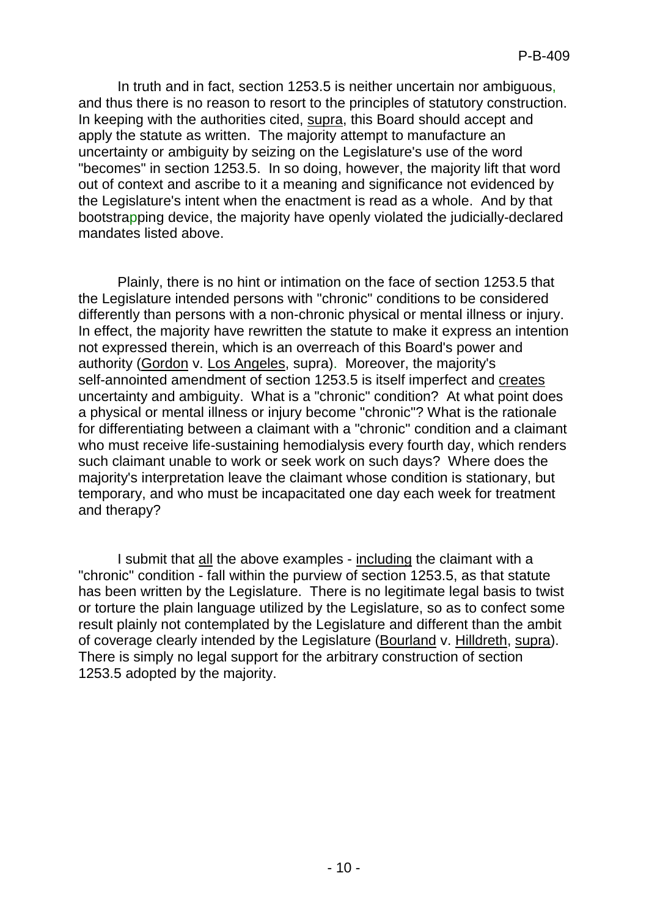In truth and in fact, section 1253.5 is neither uncertain nor ambiguous, and thus there is no reason to resort to the principles of statutory construction. In keeping with the authorities cited, supra, this Board should accept and apply the statute as written. The majority attempt to manufacture an uncertainty or ambiguity by seizing on the Legislature's use of the word "becomes" in section 1253.5. In so doing, however, the majority lift that word out of context and ascribe to it a meaning and significance not evidenced by the Legislature's intent when the enactment is read as a whole. And by that bootstrapping device, the majority have openly violated the judicially-declared mandates listed above.

Plainly, there is no hint or intimation on the face of section 1253.5 that the Legislature intended persons with "chronic" conditions to be considered differently than persons with a non-chronic physical or mental illness or injury. In effect, the majority have rewritten the statute to make it express an intention not expressed therein, which is an overreach of this Board's power and authority (Gordon v. Los Angeles, supra). Moreover, the majority's self-annointed amendment of section 1253.5 is itself imperfect and creates uncertainty and ambiguity. What is a "chronic" condition? At what point does a physical or mental illness or injury become "chronic"? What is the rationale for differentiating between a claimant with a "chronic" condition and a claimant who must receive life-sustaining hemodialysis every fourth day, which renders such claimant unable to work or seek work on such days? Where does the majority's interpretation leave the claimant whose condition is stationary, but temporary, and who must be incapacitated one day each week for treatment and therapy?

I submit that all the above examples - including the claimant with a "chronic" condition - fall within the purview of section 1253.5, as that statute has been written by the Legislature. There is no legitimate legal basis to twist or torture the plain language utilized by the Legislature, so as to confect some result plainly not contemplated by the Legislature and different than the ambit of coverage clearly intended by the Legislature (Bourland v. Hilldreth, supra). There is simply no legal support for the arbitrary construction of section 1253.5 adopted by the majority.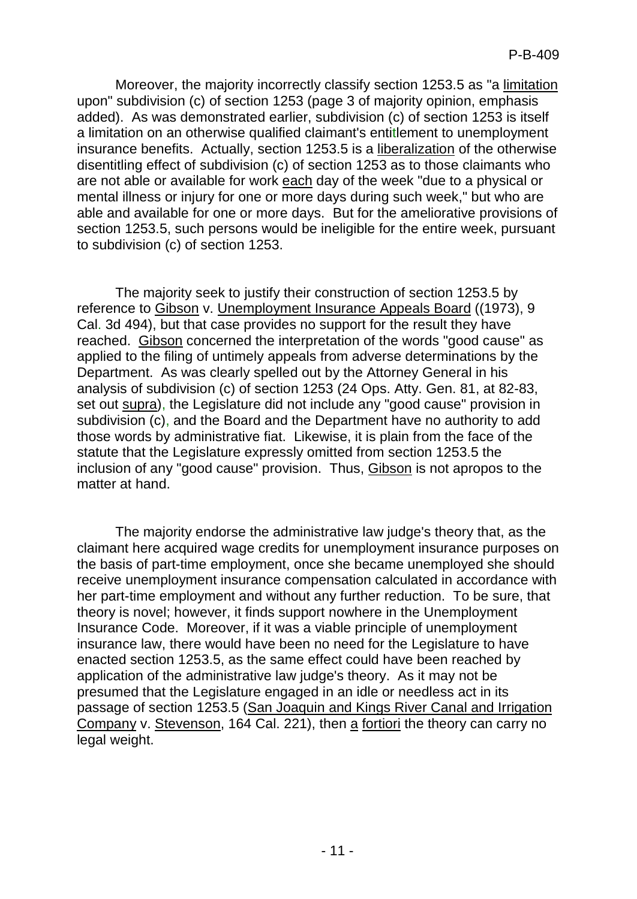Moreover, the majority incorrectly classify section 1253.5 as "a limitation upon" subdivision (c) of section 1253 (page 3 of majority opinion, emphasis added). As was demonstrated earlier, subdivision (c) of section 1253 is itself a limitation on an otherwise qualified claimant's entitlement to unemployment insurance benefits. Actually, section 1253.5 is a liberalization of the otherwise disentitling effect of subdivision (c) of section 1253 as to those claimants who are not able or available for work each day of the week "due to a physical or mental illness or injury for one or more days during such week," but who are able and available for one or more days. But for the ameliorative provisions of section 1253.5, such persons would be ineligible for the entire week, pursuant to subdivision (c) of section 1253.

The majority seek to justify their construction of section 1253.5 by reference to Gibson v. Unemployment Insurance Appeals Board ((1973), 9 Cal. 3d 494), but that case provides no support for the result they have reached. Gibson concerned the interpretation of the words "good cause" as applied to the filing of untimely appeals from adverse determinations by the Department. As was clearly spelled out by the Attorney General in his analysis of subdivision (c) of section 1253 (24 Ops. Atty. Gen. 81, at 82-83, set out supra), the Legislature did not include any "good cause" provision in subdivision (c), and the Board and the Department have no authority to add those words by administrative fiat. Likewise, it is plain from the face of the statute that the Legislature expressly omitted from section 1253.5 the inclusion of any "good cause" provision. Thus, Gibson is not apropos to the matter at hand.

The majority endorse the administrative law judge's theory that, as the claimant here acquired wage credits for unemployment insurance purposes on the basis of part-time employment, once she became unemployed she should receive unemployment insurance compensation calculated in accordance with her part-time employment and without any further reduction. To be sure, that theory is novel; however, it finds support nowhere in the Unemployment Insurance Code. Moreover, if it was a viable principle of unemployment insurance law, there would have been no need for the Legislature to have enacted section 1253.5, as the same effect could have been reached by application of the administrative law judge's theory. As it may not be presumed that the Legislature engaged in an idle or needless act in its passage of section 1253.5 (San Joaquin and Kings River Canal and Irrigation Company v. Stevenson, 164 Cal. 221), then a fortiori the theory can carry no legal weight.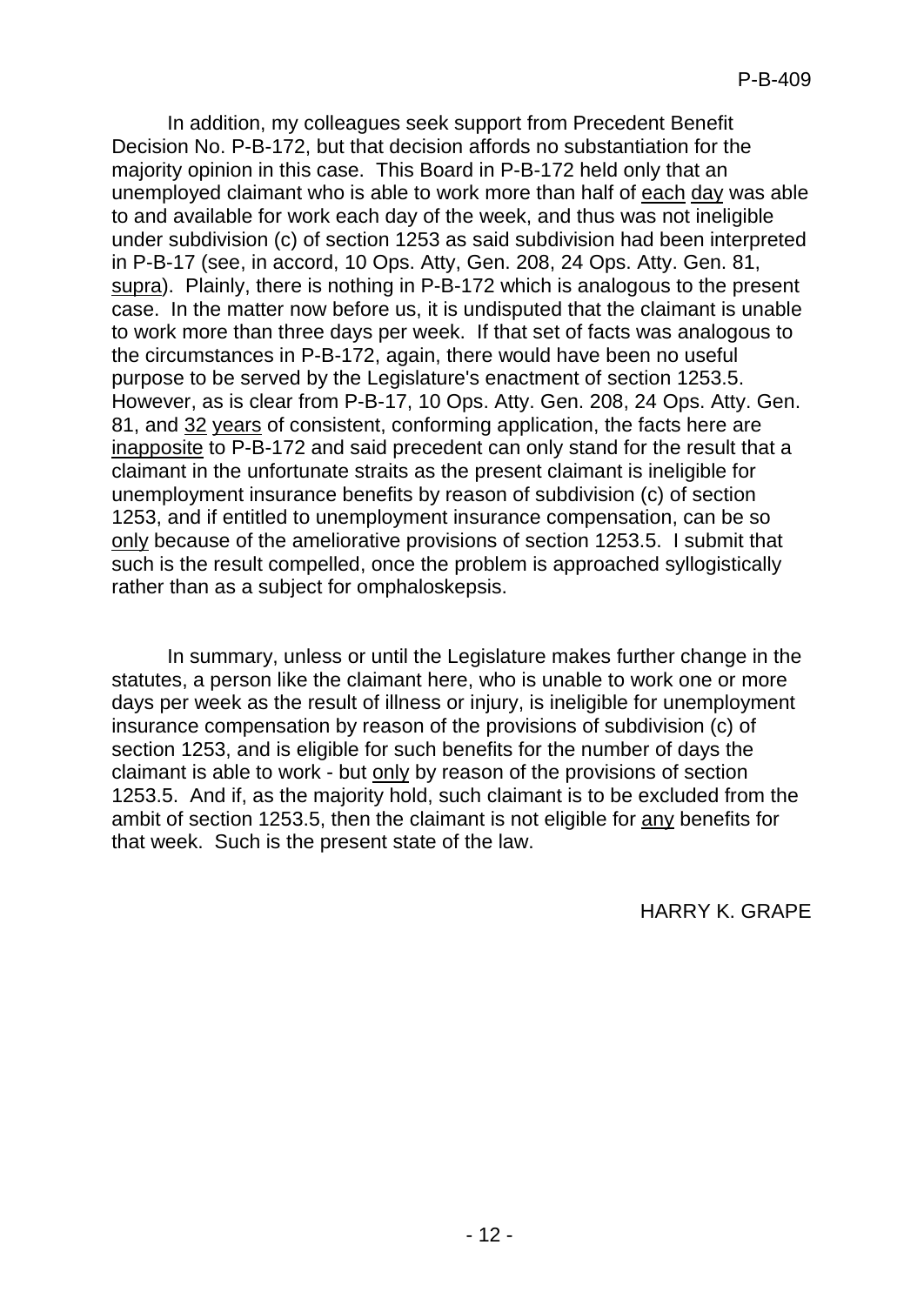In addition, my colleagues seek support from Precedent Benefit Decision No. P-B-172, but that decision affords no substantiation for the majority opinion in this case. This Board in P-B-172 held only that an unemployed claimant who is able to work more than half of <u>each</u> <u>day</u> was able to and available for work each day of the week, and thus was not ineligible under subdivision (c) of section 1253 as said subdivision had been interpreted in P-B-17 (see, in accord, 10 Ops. Atty, Gen. 208, 24 Ops. Atty. Gen. 81, <u>supra</u>). Plainly, there is nothing in P-B-172 which is analogous to the present case. In the matter now before us, it is undisputed that the claimant is unable to work more than three days per week. If that set of facts was analogous to the circumstances in P-B-172, again, there would have been no useful purpose to be served by the Legislature's enactment of section 1253.5. However, as is clear from P-B-17, 10 Ops. Atty. Gen. 208, 24 Ops. Atty. Gen. 81, and <u>32</u> <u>years</u> of consistent, conforming application, the facts here are <u>inapposite</u> to P-B-172 and said precedent can only stand for the result that a claimant in the unfortunate straits as the present claimant is ineligible for unemployment insurance benefits by reason of subdivision (c) of section 1253, and if entitled to unemployment insurance compensation, can be so <u>only</u> because of the ameliorative provisions of section 1253.5. I submit that such is the result compelled, once the problem is approached syllogistically rather than as a subject for omphaloskepsis.

In summary, unless or until the Legislature makes further change in the statutes, a person like the claimant here, who is unable to work one or more days per week as the result of illness or injury, is ineligible for unemployment insurance compensation by reason of the provisions of subdivision (c) of section 1253, and is eligible for such benefits for the number of days the claimant is able to work - but <u>only</u> by reason of the provisions of section 1253.5. And if, as the majority hold, such claimant is to be excluded from the ambit of section 1253.5, then the claimant is not eligible for <u>any</u> benefits for that week. Such is the present state of the law.

HARRY K. GRAPE